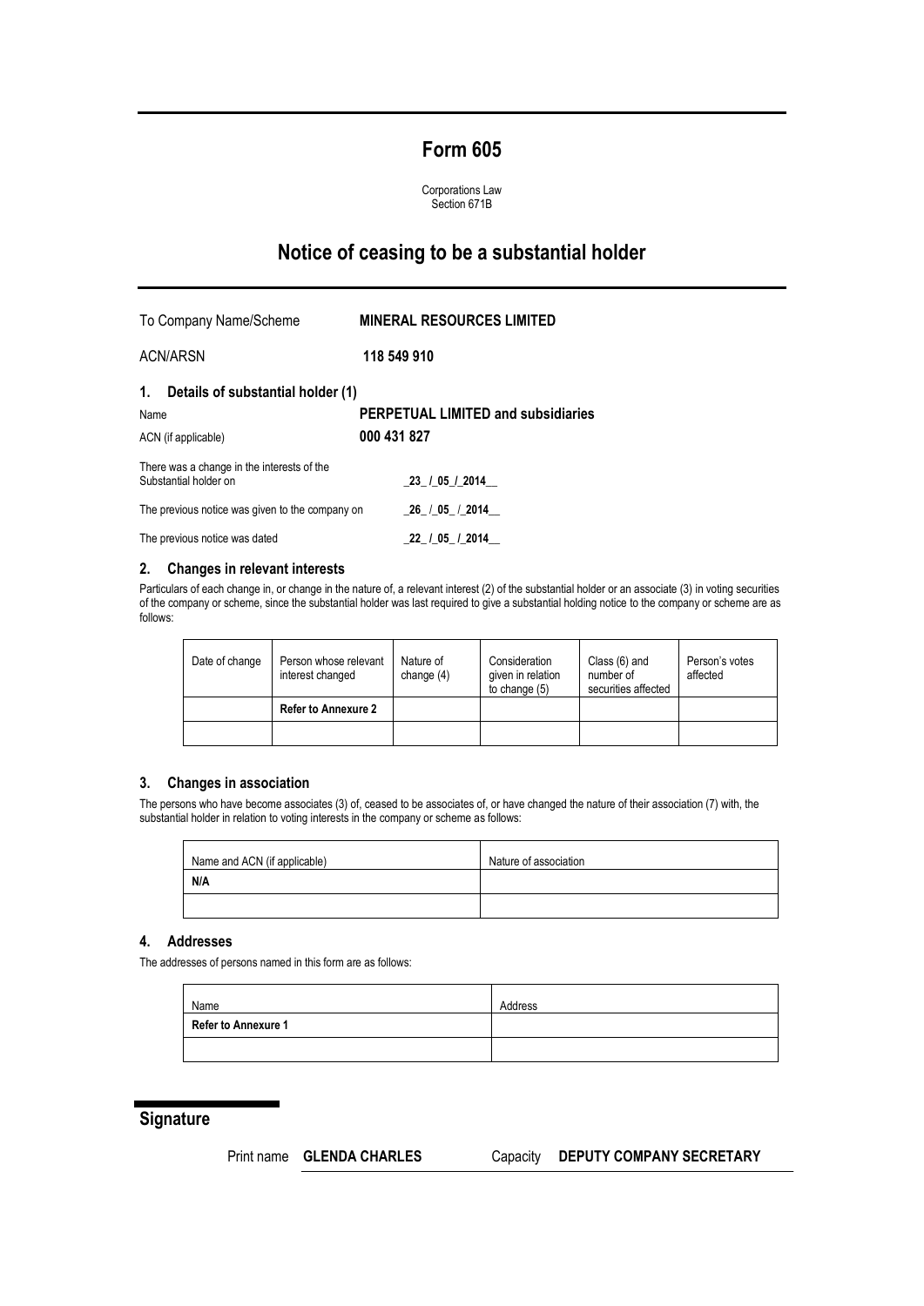# Form 605

Corporations Law
Section 671B

## Notice of ceasing to be a substantial holder

| | |
|---|---|
| To Company Name/Scheme | **MINERAL RESOURCES LIMITED** |
| ACN/ARSN | **118 549 910** |

### 1. Details of substantial holder (1)

| | |
|---|---|
| Name | **PERPETUAL LIMITED and subsidiaries** |
| ACN (if applicable) | **000 431 827** |
| There was a change in the interests of the Substantial holder on | _23_/_05_/_2014__ |
| The previous notice was given to the company on | _26_/_05_/_2014__ |
| The previous notice was dated | _22_/_05_/_2014__ |

### 2. Changes in relevant interests

Particulars of each change in, or change in the nature of, a relevant interest (2) of the substantial holder or an associate (3) in voting securities of the company or scheme, since the substantial holder was last required to give a substantial holding notice to the company or scheme are as follows:

| Date of change | Person whose relevant interest changed | Nature of change (4) | Consideration given in relation to change (5) | Class (6) and number of securities affected | Person's votes affected |
|---|---|---|---|---|---|
| | **Refer to Annexure 2** | | | | |
| | | | | | |

### 3. Changes in association

The persons who have become associates (3) of, ceased to be associates of, or have changed the nature of their association (7) with, the substantial holder in relation to voting interests in the company or scheme as follows:

| Name and ACN (if applicable) | Nature of association |
|---|---|
| **N/A** | |
| | |

### 4. Addresses

The addresses of persons named in this form are as follows:

| Name | Address |
|---|---|
| **Refer to Annexure 1** | |
| | |

## Signature

Print name **GLENDA CHARLES** Capacity **DEPUTY COMPANY SECRETARY**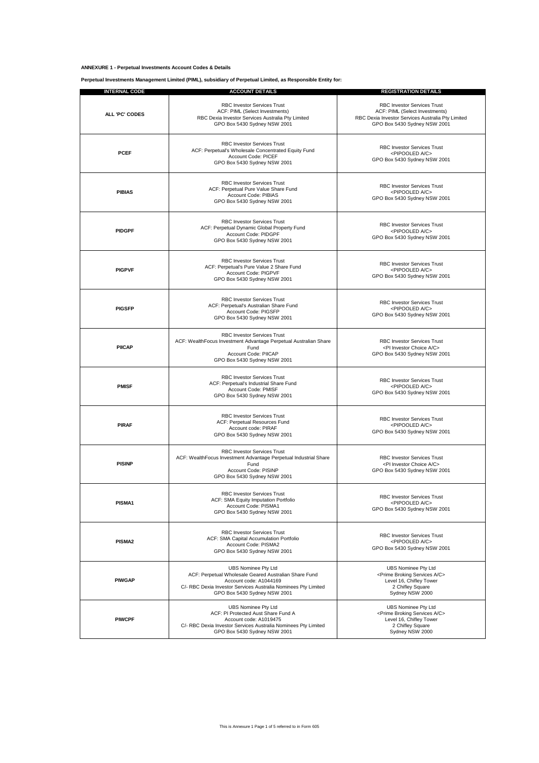**ANNEXURE 1 - Perpetual Investments Account Codes & Details**

**Perpetual Investments Management Limited (PIML), subsidiary of Perpetual Limited, as Responsible Entity for:**

| INTERNAL CODE | ACCOUNT DETAILS | REGISTRATION DETAILS |
|---|---|---|
| **ALL 'PC' CODES** | RBC Investor Services Trust<br>ACF: PIML (Select Investments)<br>RBC Dexia Investor Services Australia Pty Limited<br>GPO Box 5430 Sydney NSW 2001 | RBC Investor Services Trust<br>ACF: PIML (Select Investments)<br>RBC Dexia Investor Services Australia Pty Limited<br>GPO Box 5430 Sydney NSW 2001 |
| **PCEF** | RBC Investor Services Trust<br>ACF: Perpetual's Wholesale Concentrated Equity Fund<br>Account Code: PICEF<br>GPO Box 5430 Sydney NSW 2001 | RBC Investor Services Trust<br><PIPOOLED A/C><br>GPO Box 5430 Sydney NSW 2001 |
| **PIBIAS** | RBC Investor Services Trust<br>ACF: Perpetual Pure Value Share Fund<br>Account Code: PIBIAS<br>GPO Box 5430 Sydney NSW 2001 | RBC Investor Services Trust<br><PIPOOLED A/C><br>GPO Box 5430 Sydney NSW 2001 |
| **PIDGPF** | RBC Investor Services Trust<br>ACF: Perpetual Dynamic Global Property Fund<br>Account Code: PIDGPF<br>GPO Box 5430 Sydney NSW 2001 | RBC Investor Services Trust<br><PIPOOLED A/C><br>GPO Box 5430 Sydney NSW 2001 |
| **PIGPVF** | RBC Investor Services Trust<br>ACF: Perpetual's Pure Value 2 Share Fund<br>Account Code: PIGPVF<br>GPO Box 5430 Sydney NSW 2001 | RBC Investor Services Trust<br><PIPOOLED A/C><br>GPO Box 5430 Sydney NSW 2001 |
| **PIGSFP** | RBC Investor Services Trust<br>ACF: Perpetual's Australian Share Fund<br>Account Code: PIGSFP<br>GPO Box 5430 Sydney NSW 2001 | RBC Investor Services Trust<br><PIPOOLED A/C><br>GPO Box 5430 Sydney NSW 2001 |
| **PIICAP** | RBC Investor Services Trust<br>ACF: WealthFocus Investment Advantage Perpetual Australian Share Fund<br>Account Code: PIICAP<br>GPO Box 5430 Sydney NSW 2001 | RBC Investor Services Trust<br><PI Investor Choice A/C><br>GPO Box 5430 Sydney NSW 2001 |
| **PMISF** | RBC Investor Services Trust<br>ACF: Perpetual's Industrial Share Fund<br>Account Code: PMISF<br>GPO Box 5430 Sydney NSW 2001 | RBC Investor Services Trust<br><PIPOOLED A/C><br>GPO Box 5430 Sydney NSW 2001 |
| **PIRAF** | RBC Investor Services Trust<br>ACF: Perpetual Resources Fund<br>Account code: PIRAF<br>GPO Box 5430 Sydney NSW 2001 | RBC Investor Services Trust<br><PIPOOLED A/C><br>GPO Box 5430 Sydney NSW 2001 |
| **PISINP** | RBC Investor Services Trust<br>ACF: WealthFocus Investment Advantage Perpetual Industrial Share Fund<br>Account Code: PISINP<br>GPO Box 5430 Sydney NSW 2001 | RBC Investor Services Trust<br><PI Investor Choice A/C><br>GPO Box 5430 Sydney NSW 2001 |
| **PISMA1** | RBC Investor Services Trust<br>ACF: SMA Equity Imputation Portfolio<br>Account Code: PISMA1<br>GPO Box 5430 Sydney NSW 2001 | RBC Investor Services Trust<br><PIPOOLED A/C><br>GPO Box 5430 Sydney NSW 2001 |
| **PISMA2** | RBC Investor Services Trust<br>ACF: SMA Capital Accumulation Portfolio<br>Account Code: PISMA2<br>GPO Box 5430 Sydney NSW 2001 | RBC Investor Services Trust<br><PIPOOLED A/C><br>GPO Box 5430 Sydney NSW 2001 |
| **PIWGAP** | UBS Nominee Pty Ltd<br>ACF: Perpetual Wholesale Geared Australian Share Fund<br>Account code: A1044169<br>C/- RBC Dexia Investor Services Australia Nominees Pty Limited<br>GPO Box 5430 Sydney NSW 2001 | UBS Nominee Pty Ltd<br><Prime Broking Services A/C><br>Level 16, Chifley Tower<br>2 Chifley Square<br>Sydney NSW 2000 |
| **PIWCPF** | UBS Nominee Pty Ltd<br>ACF: PI Protected Aust Share Fund A<br>Account code: A1019475<br>C/- RBC Dexia Investor Services Australia Nominees Pty Limited<br>GPO Box 5430 Sydney NSW 2001 | UBS Nominee Pty Ltd<br><Prime Broking Services A/C><br>Level 16, Chifley Tower<br>2 Chifley Square<br>Sydney NSW 2000 |

This is Annexure 1 Page 1 of 5 referred to in Form 605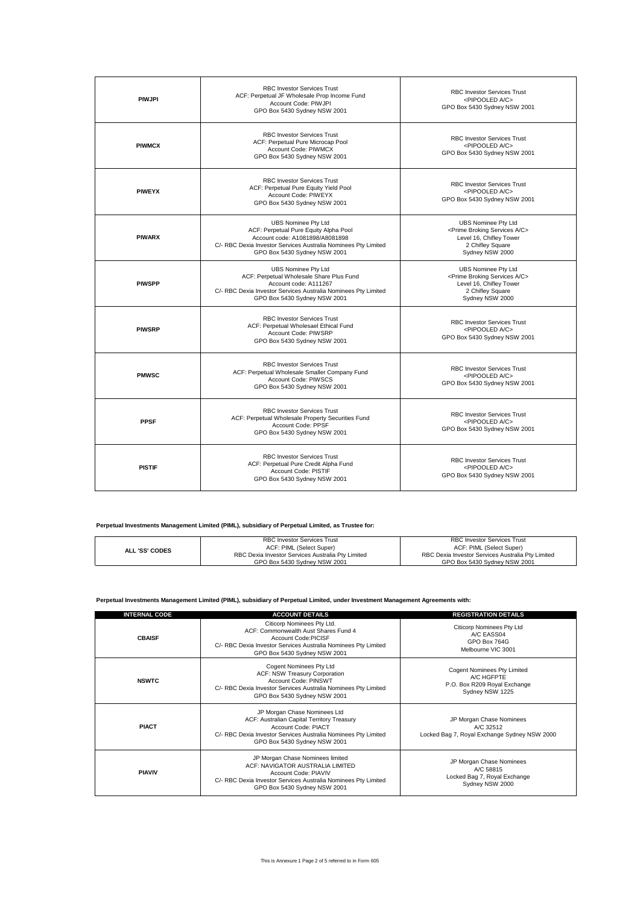| | | |
|---|---|---|
| **PIWJPI** | RBC Investor Services Trust<br>ACF: Perpetual JF Wholesale Prop Income Fund<br>Account Code: PIWJPI<br>GPO Box 5430 Sydney NSW 2001 | RBC Investor Services Trust<br><PIPOOLED A/C><br>GPO Box 5430 Sydney NSW 2001 |
| **PIWMCX** | RBC Investor Services Trust<br>ACF: Perpetual Pure Microcap Pool<br>Account Code: PIWMCX<br>GPO Box 5430 Sydney NSW 2001 | RBC Investor Services Trust<br><PIPOOLED A/C><br>GPO Box 5430 Sydney NSW 2001 |
| **PIWEYX** | RBC Investor Services Trust<br>ACF: Perpetual Pure Equity Yield Pool<br>Account Code: PIWEYX<br>GPO Box 5430 Sydney NSW 2001 | RBC Investor Services Trust<br><PIPOOLED A/C><br>GPO Box 5430 Sydney NSW 2001 |
| **PIWARX** | UBS Nominee Pty Ltd<br>ACF: Perpetual Pure Equity Alpha Pool<br>Account code: A1081898/A8081898<br>C/- RBC Dexia Investor Services Australia Nominees Pty Limited<br>GPO Box 5430 Sydney NSW 2001 | UBS Nominee Pty Ltd<br><Prime Broking Services A/C><br>Level 16, Chifley Tower<br>2 Chifley Square<br>Sydney NSW 2000 |
| **PIWSPP** | UBS Nominee Pty Ltd<br>ACF: Perpetual Wholesale Share Plus Fund<br>Account code: A111267<br>C/- RBC Dexia Investor Services Australia Nominees Pty Limited<br>GPO Box 5430 Sydney NSW 2001 | UBS Nominee Pty Ltd<br><Prime Broking Services A/C><br>Level 16, Chifley Tower<br>2 Chifley Square<br>Sydney NSW 2000 |
| **PIWSRP** | RBC Investor Services Trust<br>ACF: Perpetual Wholesael Ethical Fund<br>Account Code: PIWSRP<br>GPO Box 5430 Sydney NSW 2001 | RBC Investor Services Trust<br><PIPOOLED A/C><br>GPO Box 5430 Sydney NSW 2001 |
| **PMWSC** | RBC Investor Services Trust<br>ACF: Perpetual Wholesale Smaller Company Fund<br>Account Code: PIWSCS<br>GPO Box 5430 Sydney NSW 2001 | RBC Investor Services Trust<br><PIPOOLED A/C><br>GPO Box 5430 Sydney NSW 2001 |
| **PPSF** | RBC Investor Services Trust<br>ACF: Perpetual Wholesale Property Securities Fund<br>Account Code: PPSF<br>GPO Box 5430 Sydney NSW 2001 | RBC Investor Services Trust<br><PIPOOLED A/C><br>GPO Box 5430 Sydney NSW 2001 |
| **PISTIF** | RBC Investor Services Trust<br>ACF: Perpetual Pure Credit Alpha Fund<br>Account Code: PISTIF<br>GPO Box 5430 Sydney NSW 2001 | RBC Investor Services Trust<br><PIPOOLED A/C><br>GPO Box 5430 Sydney NSW 2001 |

**Perpetual Investments Management Limited (PIML), subsidiary of Perpetual Limited, as Trustee for:**

| | | |
|---|---|---|
| **ALL 'SS' CODES** | RBC Investor Services Trust<br>ACF: PIML (Select Super)<br>RBC Dexia Investor Services Australia Pty Limited<br>GPO Box 5430 Sydney NSW 2001 | RBC Investor Services Trust<br>ACF: PIML (Select Super)<br>RBC Dexia Investor Services Australia Pty Limited<br>GPO Box 5430 Sydney NSW 2001 |

**Perpetual Investments Management Limited (PIML), subsidiary of Perpetual Limited, under Investment Management Agreements with:**

| INTERNAL CODE | ACCOUNT DETAILS | REGISTRATION DETAILS |
|---|---|---|
| **CBAISF** | Citicorp Nominees Pty Ltd.<br>ACF: Commonwealth Aust Shares Fund 4<br>Account Code:PICISF<br>C/- RBC Dexia Investor Services Australia Nominees Pty Limited<br>GPO Box 5430 Sydney NSW 2001 | Citicorp Nominees Pty Ltd<br>A/C EASS04<br>GPO Box 764G<br>Melbourne VIC 3001 |
| **NSWTC** | Cogent Nominees Pty Ltd<br>ACF: NSW Treasury Corporation<br>Account Code: PINSWT<br>C/- RBC Dexia Investor Services Australia Nominees Pty Limited<br>GPO Box 5430 Sydney NSW 2001 | Cogent Nominees Pty Limited<br>A/C HGFPTE<br>P.O. Box R209 Royal Exchange<br>Sydney NSW 1225 |
| **PIACT** | JP Morgan Chase Nominees Ltd<br>ACF: Australian Capital Territory Treasury<br>Account Code: PIACT<br>C/- RBC Dexia Investor Services Australia Nominees Pty Limited<br>GPO Box 5430 Sydney NSW 2001 | JP Morgan Chase Nominees<br>A/C 32512<br>Locked Bag 7, Royal Exchange Sydney NSW 2000 |
| **PIAVIV** | JP Morgan Chase Nominees limited<br>ACF: NAVIGATOR AUSTRALIA LIMITED<br>Account Code: PIAVIV<br>C/- RBC Dexia Investor Services Australia Nominees Pty Limited<br>GPO Box 5430 Sydney NSW 2001 | JP Morgan Chase Nominees<br>A/C 58815<br>Locked Bag 7, Royal Exchange<br>Sydney NSW 2000 |

This is Annexure 1 Page 2 of 5 referred to in Form 605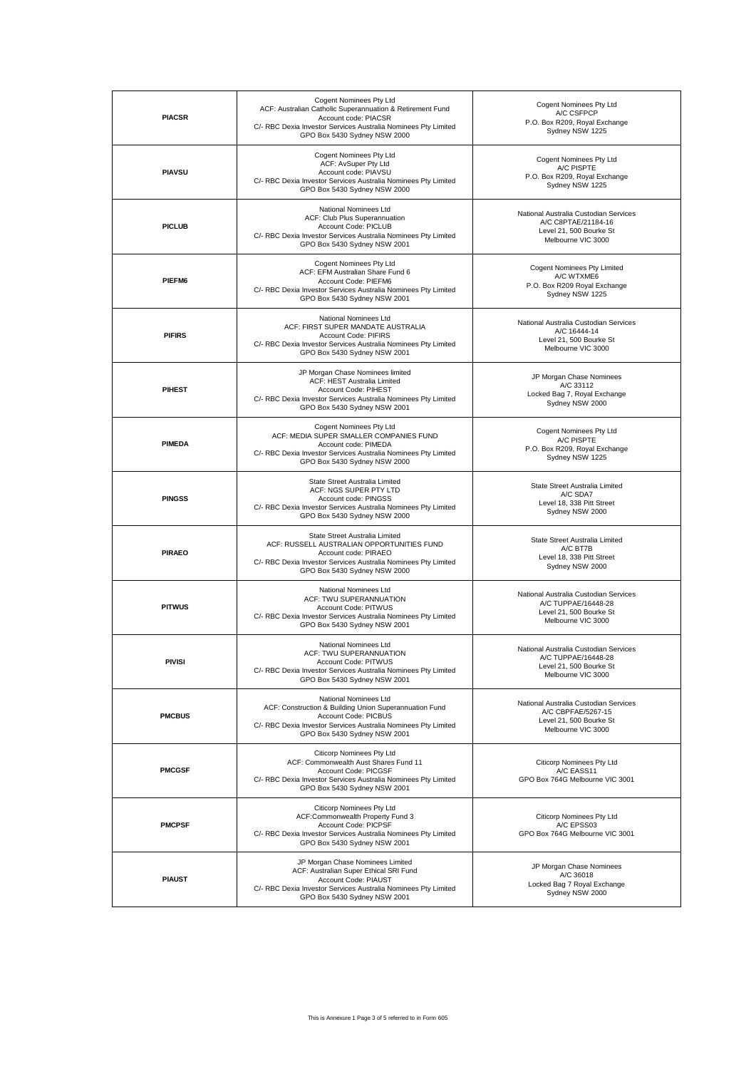| | | |
|---|---|---|
| **PIACSR** | Cogent Nominees Pty Ltd<br>ACF: Australian Catholic Superannuation & Retirement Fund<br>Account code: PIACSR<br>C/- RBC Dexia Investor Services Australia Nominees Pty Limited<br>GPO Box 5430 Sydney NSW 2000 | Cogent Nominees Pty Ltd<br>A/C CSFPCP<br>P.O. Box R209, Royal Exchange<br>Sydney NSW 1225 |
| **PIAVSU** | Cogent Nominees Pty Ltd<br>ACF: AvSuper Pty Ltd<br>Account code: PIAVSU<br>C/- RBC Dexia Investor Services Australia Nominees Pty Limited<br>GPO Box 5430 Sydney NSW 2000 | Cogent Nominees Pty Ltd<br>A/C PISPTE<br>P.O. Box R209, Royal Exchange<br>Sydney NSW 1225 |
| **PICLUB** | National Nominees Ltd<br>ACF: Club Plus Superannuation<br>Account Code: PICLUB<br>C/- RBC Dexia Investor Services Australia Nominees Pty Limited<br>GPO Box 5430 Sydney NSW 2001 | National Australia Custodian Services<br>A/C C8PTAE/21184-16<br>Level 21, 500 Bourke St<br>Melbourne VIC 3000 |
| **PIEFM6** | Cogent Nominees Pty Ltd<br>ACF: EFM Australian Share Fund 6<br>Account Code: PIEFM6<br>C/- RBC Dexia Investor Services Australia Nominees Pty Limited<br>GPO Box 5430 Sydney NSW 2001 | Cogent Nominees Pty Limited<br>A/C WTXME6<br>P.O. Box R209 Royal Exchange<br>Sydney NSW 1225 |
| **PIFIRS** | National Nominees Ltd<br>ACF: FIRST SUPER MANDATE AUSTRALIA<br>Account Code: PIFIRS<br>C/- RBC Dexia Investor Services Australia Nominees Pty Limited<br>GPO Box 5430 Sydney NSW 2001 | National Australia Custodian Services<br>A/C 16444-14<br>Level 21, 500 Bourke St<br>Melbourne VIC 3000 |
| **PIHEST** | JP Morgan Chase Nominees limited<br>ACF: HEST Australia Limited<br>Account Code: PIHEST<br>C/- RBC Dexia Investor Services Australia Nominees Pty Limited<br>GPO Box 5430 Sydney NSW 2001 | JP Morgan Chase Nominees<br>A/C 33112<br>Locked Bag 7, Royal Exchange<br>Sydney NSW 2000 |
| **PIMEDA** | Cogent Nominees Pty Ltd<br>ACF: MEDIA SUPER SMALLER COMPANIES FUND<br>Account code: PIMEDA<br>C/- RBC Dexia Investor Services Australia Nominees Pty Limited<br>GPO Box 5430 Sydney NSW 2000 | Cogent Nominees Pty Ltd<br>A/C PISPTE<br>P.O. Box R209, Royal Exchange<br>Sydney NSW 1225 |
| **PINGSS** | State Street Australia Limited<br>ACF: NGS SUPER PTY LTD<br>Account code: PINGSS<br>C/- RBC Dexia Investor Services Australia Nominees Pty Limited<br>GPO Box 5430 Sydney NSW 2000 | State Street Australia Limited<br>A/C SDA7<br>Level 18, 338 Pitt Street<br>Sydney NSW 2000 |
| **PIRAEO** | State Street Australia Limited<br>ACF: RUSSELL AUSTRALIAN OPPORTUNITIES FUND<br>Account code: PIRAEO<br>C/- RBC Dexia Investor Services Australia Nominees Pty Limited<br>GPO Box 5430 Sydney NSW 2000 | State Street Australia Limited<br>A/C BT7B<br>Level 18, 338 Pitt Street<br>Sydney NSW 2000 |
| **PITWUS** | National Nominees Ltd<br>ACF: TWU SUPERANNUATION<br>Account Code: PITWUS<br>C/- RBC Dexia Investor Services Australia Nominees Pty Limited<br>GPO Box 5430 Sydney NSW 2001 | National Australia Custodian Services<br>A/C TUPPAE/16448-28<br>Level 21, 500 Bourke St<br>Melbourne VIC 3000 |
| **PIVISI** | National Nominees Ltd<br>ACF: TWU SUPERANNUATION<br>Account Code: PITWUS<br>C/- RBC Dexia Investor Services Australia Nominees Pty Limited<br>GPO Box 5430 Sydney NSW 2001 | National Australia Custodian Services<br>A/C TUPPAE/16448-28<br>Level 21, 500 Bourke St<br>Melbourne VIC 3000 |
| **PMCBUS** | National Nominees Ltd<br>ACF: Construction & Building Union Superannuation Fund<br>Account Code: PICBUS<br>C/- RBC Dexia Investor Services Australia Nominees Pty Limited<br>GPO Box 5430 Sydney NSW 2001 | National Australia Custodian Services<br>A/C CBPFAE/5267-15<br>Level 21, 500 Bourke St<br>Melbourne VIC 3000 |
| **PMCGSF** | Citicorp Nominees Pty Ltd<br>ACF: Commonwealth Aust Shares Fund 11<br>Account Code: PICGSF<br>C/- RBC Dexia Investor Services Australia Nominees Pty Limited<br>GPO Box 5430 Sydney NSW 2001 | Citicorp Nominees Pty Ltd<br>A/C EASS11<br>GPO Box 764G Melbourne VIC 3001 |
| **PMCPSF** | Citicorp Nominees Pty Ltd<br>ACF:Commonwealth Property Fund 3<br>Account Code: PICPSF<br>C/- RBC Dexia Investor Services Australia Nominees Pty Limited<br>GPO Box 5430 Sydney NSW 2001 | Citicorp Nominees Pty Ltd<br>A/C EPSS03<br>GPO Box 764G Melbourne VIC 3001 |
| **PIAUST** | JP Morgan Chase Nominees Limited<br>ACF: Australian Super Ethical SRI Fund<br>Account Code: PIAUST<br>C/- RBC Dexia Investor Services Australia Nominees Pty Limited<br>GPO Box 5430 Sydney NSW 2001 | JP Morgan Chase Nominees<br>A/C 36018<br>Locked Bag 7 Royal Exchange<br>Sydney NSW 2000 |

This is Annexure 1 Page 3 of 5 referred to in Form 605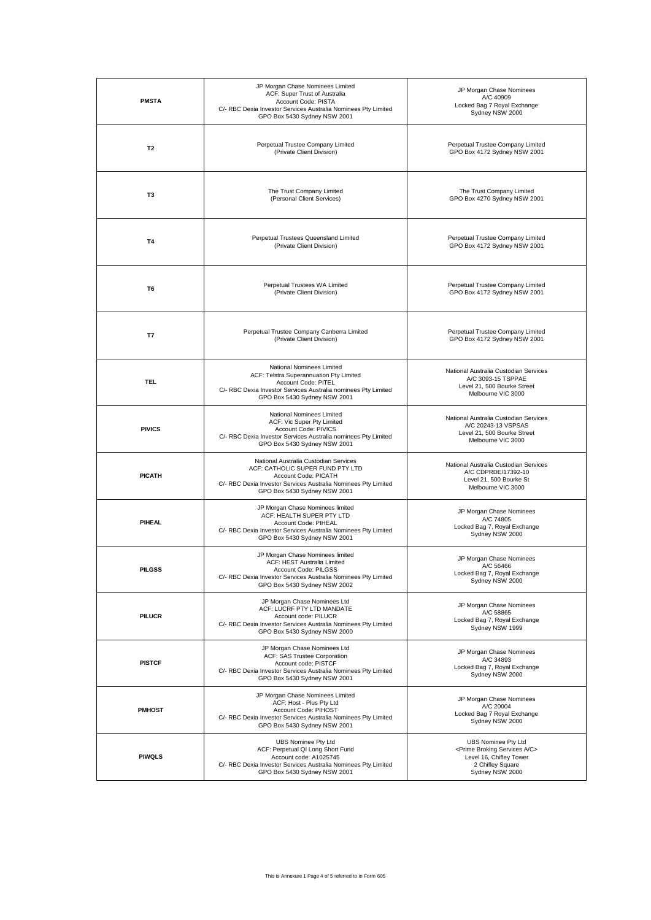| | | |
|---|---|---|
| **PMSTA** | JP Morgan Chase Nominees Limited<br>ACF: Super Trust of Australia<br>Account Code: PISTA<br>C/- RBC Dexia Investor Services Australia Nominees Pty Limited<br>GPO Box 5430 Sydney NSW 2001 | JP Morgan Chase Nominees<br>A/C 40909<br>Locked Bag 7 Royal Exchange<br>Sydney NSW 2000 |
| **T2** | Perpetual Trustee Company Limited<br>(Private Client Division) | Perpetual Trustee Company Limited<br>GPO Box 4172 Sydney NSW 2001 |
| **T3** | The Trust Company Limited<br>(Personal Client Services) | The Trust Company Limited<br>GPO Box 4270 Sydney NSW 2001 |
| **T4** | Perpetual Trustees Queensland Limited<br>(Private Client Division) | Perpetual Trustee Company Limited<br>GPO Box 4172 Sydney NSW 2001 |
| **T6** | Perpetual Trustees WA Limited<br>(Private Client Division) | Perpetual Trustee Company Limited<br>GPO Box 4172 Sydney NSW 2001 |
| **T7** | Perpetual Trustee Company Canberra Limited<br>(Private Client Division) | Perpetual Trustee Company Limited<br>GPO Box 4172 Sydney NSW 2001 |
| **TEL** | National Nominees Limited<br>ACF: Telstra Superannuation Pty Limited<br>Account Code: PITEL<br>C/- RBC Dexia Investor Services Australia nominees Pty Limited<br>GPO Box 5430 Sydney NSW 2001 | National Australia Custodian Services<br>A/C 3093-15 TSPPAE<br>Level 21, 500 Bourke Street<br>Melbourne VIC 3000 |
| **PIVICS** | National Nominees Limited<br>ACF: Vic Super Pty Limited<br>Account Code: PIVICS<br>C/- RBC Dexia Investor Services Australia nominees Pty Limited<br>GPO Box 5430 Sydney NSW 2001 | National Australia Custodian Services<br>A/C 20243-13 VSPSAS<br>Level 21, 500 Bourke Street<br>Melbourne VIC 3000 |
| **PICATH** | National Australia Custodian Services<br>ACF: CATHOLIC SUPER FUND PTY LTD<br>Account Code: PICATH<br>C/- RBC Dexia Investor Services Australia Nominees Pty Limited<br>GPO Box 5430 Sydney NSW 2001 | National Australia Custodian Services<br>A/C CDPRDE/17392-10<br>Level 21, 500 Bourke St<br>Melbourne VIC 3000 |
| **PIHEAL** | JP Morgan Chase Nominees limited<br>ACF: HEALTH SUPER PTY LTD<br>Account Code: PIHEAL<br>C/- RBC Dexia Investor Services Australia Nominees Pty Limited<br>GPO Box 5430 Sydney NSW 2001 | JP Morgan Chase Nominees<br>A/C 74805<br>Locked Bag 7, Royal Exchange<br>Sydney NSW 2000 |
| **PILGSS** | JP Morgan Chase Nominees limited<br>ACF: HEST Australia Limited<br>Account Code: PILGSS<br>C/- RBC Dexia Investor Services Australia Nominees Pty Limited<br>GPO Box 5430 Sydney NSW 2002 | JP Morgan Chase Nominees<br>A/C 56466<br>Locked Bag 7, Royal Exchange<br>Sydney NSW 2000 |
| **PILUCR** | JP Morgan Chase Nominees Ltd<br>ACF: LUCRF PTY LTD MANDATE<br>Account code: PILUCR<br>C/- RBC Dexia Investor Services Australia Nominees Pty Limited<br>GPO Box 5430 Sydney NSW 2000 | JP Morgan Chase Nominees<br>A/C 58865<br>Locked Bag 7, Royal Exchange<br>Sydney NSW 1999 |
| **PISTCF** | JP Morgan Chase Nominees Ltd<br>ACF: SAS Trustee Corporation<br>Account code: PISTCF<br>C/- RBC Dexia Investor Services Australia Nominees Pty Limited<br>GPO Box 5430 Sydney NSW 2001 | JP Morgan Chase Nominees<br>A/C 34893<br>Locked Bag 7, Royal Exchange<br>Sydney NSW 2000 |
| **PMHOST** | JP Morgan Chase Nominees Limited<br>ACF: Host - Plus Pty Ltd<br>Account Code: PIHOST<br>C/- RBC Dexia Investor Services Australia Nominees Pty Limited<br>GPO Box 5430 Sydney NSW 2001 | JP Morgan Chase Nominees<br>A/C 20004<br>Locked Bag 7 Royal Exchange<br>Sydney NSW 2000 |
| **PIWQLS** | UBS Nominee Pty Ltd<br>ACF: Perpetual QI Long Short Fund<br>Account code: A1025745<br>C/- RBC Dexia Investor Services Australia Nominees Pty Limited<br>GPO Box 5430 Sydney NSW 2001 | UBS Nominee Pty Ltd<br><Prime Broking Services A/C><br>Level 16, Chifley Tower<br>2 Chifley Square<br>Sydney NSW 2000 |

This is Annexure 1 Page 4 of 5 referred to in Form 605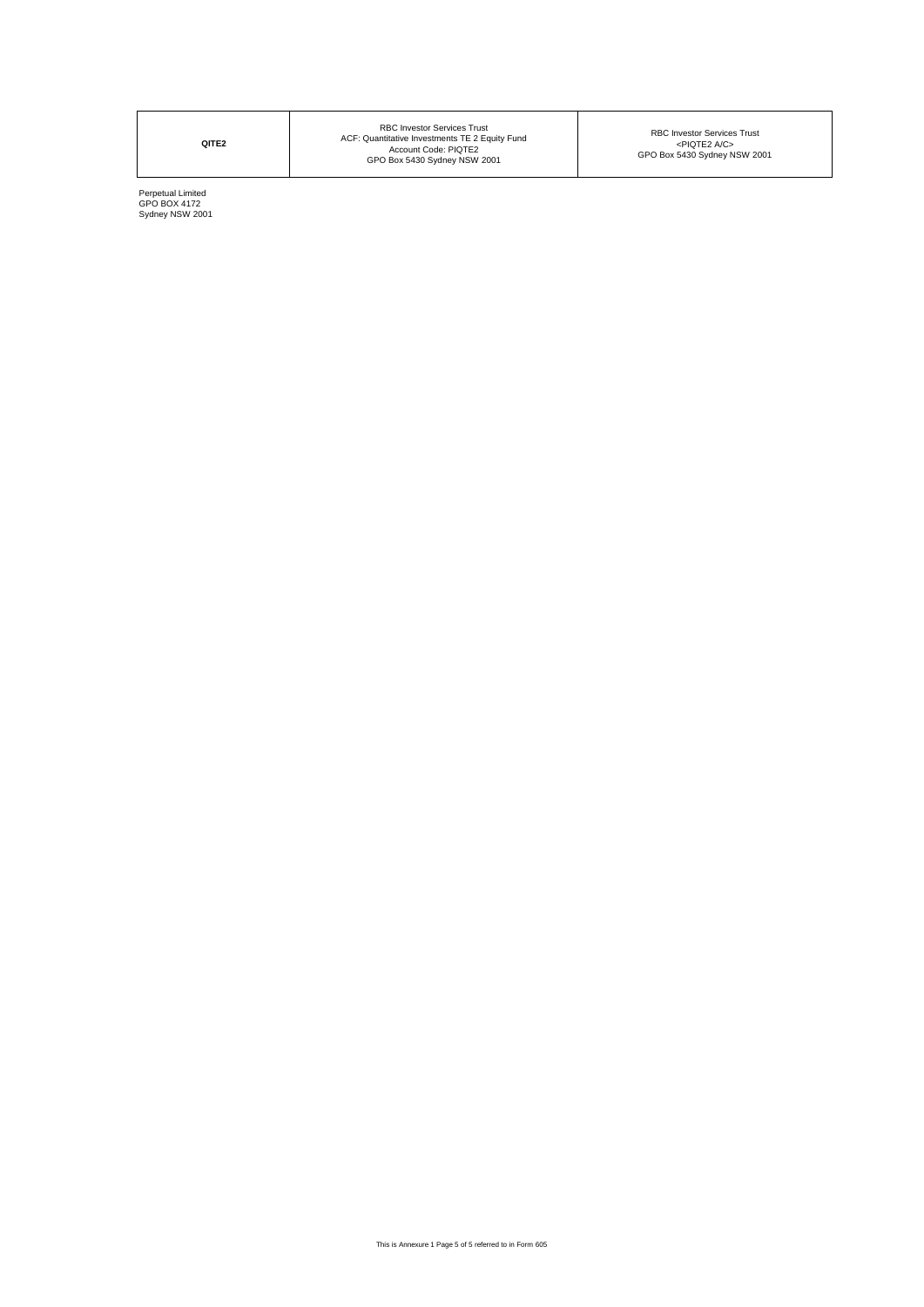| **QITE2** | RBC Investor Services Trust<br>ACF: Quantitative Investments TE 2 Equity Fund<br>Account Code: PIQTE2<br>GPO Box 5430 Sydney NSW 2001 | RBC Investor Services Trust<br><PIQTE2 A/C><br>GPO Box 5430 Sydney NSW 2001 |
|---|---|---|

Perpetual Limited
GPO BOX 4172
Sydney NSW 2001

This is Annexure 1 Page 5 of 5 referred to in Form 605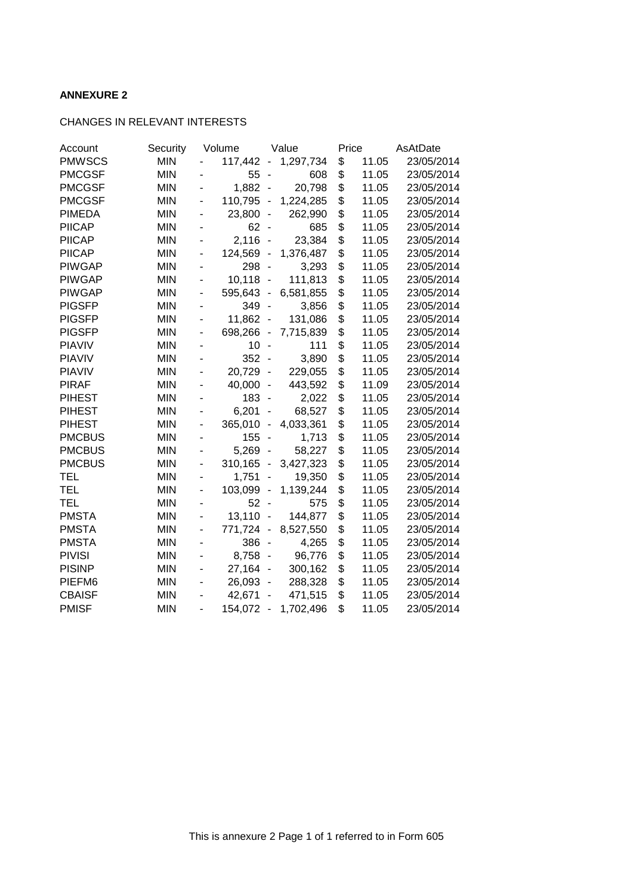**ANNEXURE 2**

CHANGES IN RELEVANT INTERESTS

| Account | Security | Volume | Value | Price | AsAtDate |
|---|---|---|---|---|---|
| PMWSCS | MIN | - 117,442 | - 1,297,734 | $ 11.05 | 23/05/2014 |
| PMCGSF | MIN | - 55 | - 608 | $ 11.05 | 23/05/2014 |
| PMCGSF | MIN | - 1,882 | - 20,798 | $ 11.05 | 23/05/2014 |
| PMCGSF | MIN | - 110,795 | - 1,224,285 | $ 11.05 | 23/05/2014 |
| PIMEDA | MIN | - 23,800 | - 262,990 | $ 11.05 | 23/05/2014 |
| PIICAP | MIN | - 62 | - 685 | $ 11.05 | 23/05/2014 |
| PIICAP | MIN | - 2,116 | - 23,384 | $ 11.05 | 23/05/2014 |
| PIICAP | MIN | - 124,569 | - 1,376,487 | $ 11.05 | 23/05/2014 |
| PIWGAP | MIN | - 298 | - 3,293 | $ 11.05 | 23/05/2014 |
| PIWGAP | MIN | - 10,118 | - 111,813 | $ 11.05 | 23/05/2014 |
| PIWGAP | MIN | - 595,643 | - 6,581,855 | $ 11.05 | 23/05/2014 |
| PIGSFP | MIN | - 349 | - 3,856 | $ 11.05 | 23/05/2014 |
| PIGSFP | MIN | - 11,862 | - 131,086 | $ 11.05 | 23/05/2014 |
| PIGSFP | MIN | - 698,266 | - 7,715,839 | $ 11.05 | 23/05/2014 |
| PIAVIV | MIN | - 10 | - 111 | $ 11.05 | 23/05/2014 |
| PIAVIV | MIN | - 352 | - 3,890 | $ 11.05 | 23/05/2014 |
| PIAVIV | MIN | - 20,729 | - 229,055 | $ 11.05 | 23/05/2014 |
| PIRAF | MIN | - 40,000 | - 443,592 | $ 11.09 | 23/05/2014 |
| PIHEST | MIN | - 183 | - 2,022 | $ 11.05 | 23/05/2014 |
| PIHEST | MIN | - 6,201 | - 68,527 | $ 11.05 | 23/05/2014 |
| PIHEST | MIN | - 365,010 | - 4,033,361 | $ 11.05 | 23/05/2014 |
| PMCBUS | MIN | - 155 | - 1,713 | $ 11.05 | 23/05/2014 |
| PMCBUS | MIN | - 5,269 | - 58,227 | $ 11.05 | 23/05/2014 |
| PMCBUS | MIN | - 310,165 | - 3,427,323 | $ 11.05 | 23/05/2014 |
| TEL | MIN | - 1,751 | - 19,350 | $ 11.05 | 23/05/2014 |
| TEL | MIN | - 103,099 | - 1,139,244 | $ 11.05 | 23/05/2014 |
| TEL | MIN | - 52 | - 575 | $ 11.05 | 23/05/2014 |
| PMSTA | MIN | - 13,110 | - 144,877 | $ 11.05 | 23/05/2014 |
| PMSTA | MIN | - 771,724 | - 8,527,550 | $ 11.05 | 23/05/2014 |
| PMSTA | MIN | - 386 | - 4,265 | $ 11.05 | 23/05/2014 |
| PIVISI | MIN | - 8,758 | - 96,776 | $ 11.05 | 23/05/2014 |
| PISINP | MIN | - 27,164 | - 300,162 | $ 11.05 | 23/05/2014 |
| PIEFM6 | MIN | - 26,093 | - 288,328 | $ 11.05 | 23/05/2014 |
| CBAISF | MIN | - 42,671 | - 471,515 | $ 11.05 | 23/05/2014 |
| PMISF | MIN | - 154,072 | - 1,702,496 | $ 11.05 | 23/05/2014 |

This is annexure 2 Page 1 of 1 referred to in Form 605